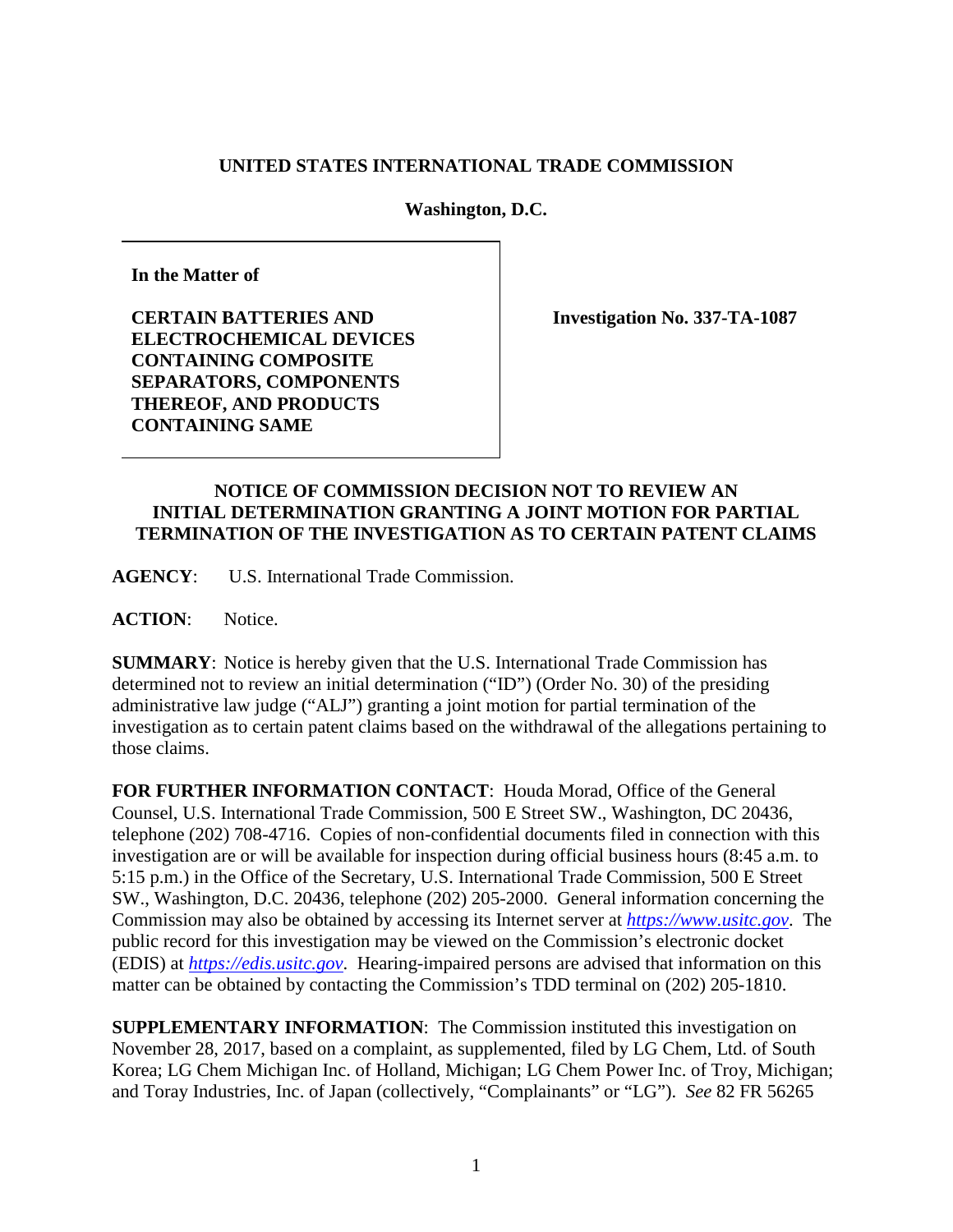**UNITED STATES INTERNATIONAL TRADE COMMISSION**

**Washington, D.C.**

**In the Matter of**

**CERTAIN BATTERIES AND ELECTROCHEMICAL DEVICES CONTAINING COMPOSITE SEPARATORS, COMPONENTS THEREOF, AND PRODUCTS CONTAINING SAME**

**Investigation No. 337-TA-1087**

**NOTICE OF COMMISSION DECISION NOT TO REVIEW AN INITIAL DETERMINATION GRANTING A JOINT MOTION FOR PARTIAL TERMINATION OF THE INVESTIGATION AS TO CERTAIN PATENT CLAIMS**

**AGENCY**: U.S. International Trade Commission.

**ACTION**: Notice.

**SUMMARY**: Notice is hereby given that the U.S. International Trade Commission has determined not to review an initial determination ("ID") (Order No. 30) of the presiding administrative law judge ("ALJ") granting a joint motion for partial termination of the investigation as to certain patent claims based on the withdrawal of the allegations pertaining to those claims.

**FOR FURTHER INFORMATION CONTACT**: Houda Morad, Office of the General Counsel, U.S. International Trade Commission, 500 E Street SW., Washington, DC 20436, telephone (202) 708-4716. Copies of non-confidential documents filed in connection with this investigation are or will be available for inspection during official business hours (8:45 a.m. to 5:15 p.m.) in the Office of the Secretary, U.S. International Trade Commission, 500 E Street SW., Washington, D.C. 20436, telephone (202) 205-2000. General information concerning the Commission may also be obtained by accessing its Internet server at *https://www.usitc.gov*. The public record for this investigation may be viewed on the Commission's electronic docket (EDIS) at *https://edis.usitc.gov*. Hearing-impaired persons are advised that information on this matter can be obtained by contacting the Commission's TDD terminal on (202) 205-1810.

**SUPPLEMENTARY INFORMATION**: The Commission instituted this investigation on November 28, 2017, based on a complaint, as supplemented, filed by LG Chem, Ltd. of South Korea; LG Chem Michigan Inc. of Holland, Michigan; LG Chem Power Inc. of Troy, Michigan; and Toray Industries, Inc. of Japan (collectively, "Complainants" or "LG"). *See* 82 FR 56265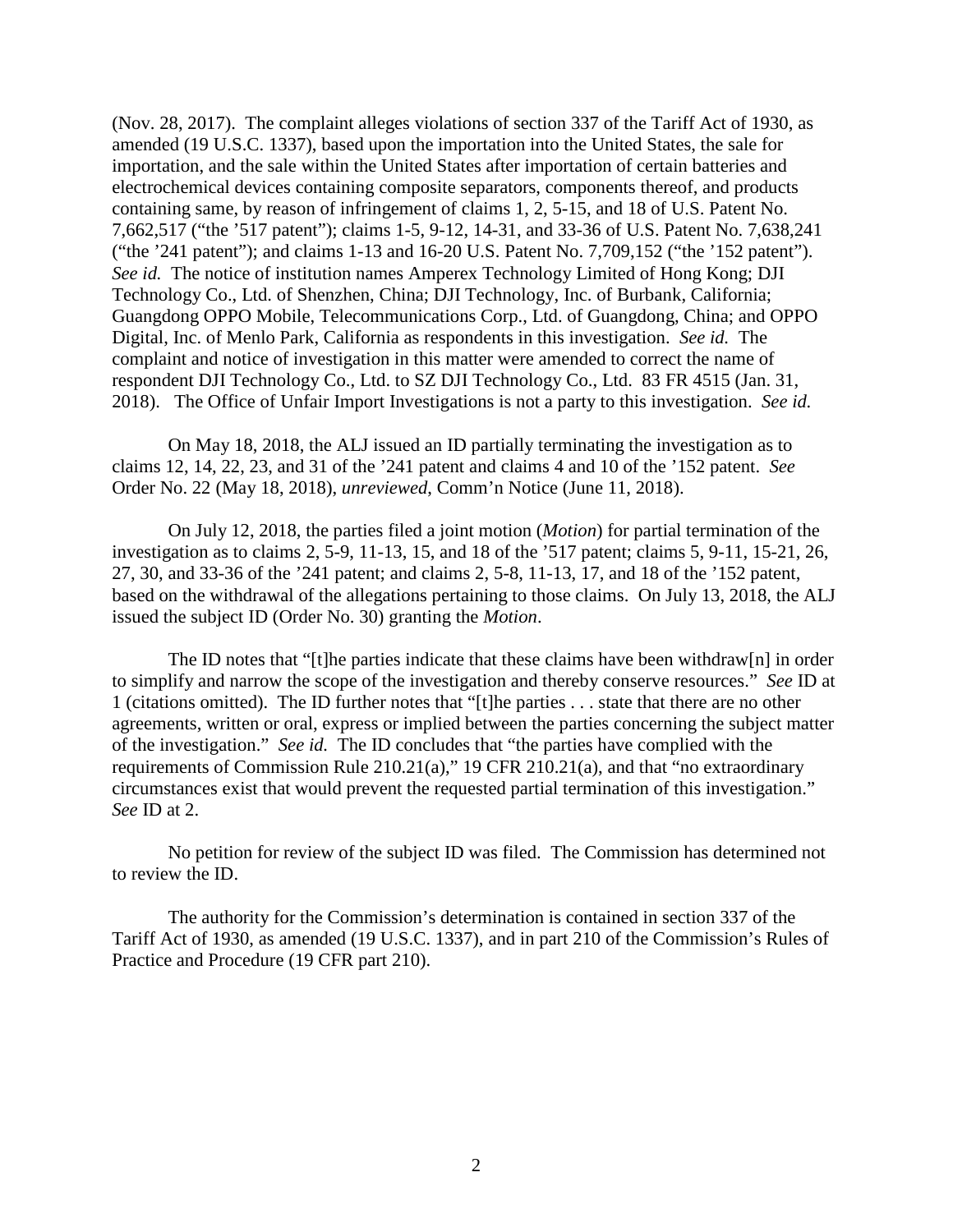(Nov. 28, 2017). The complaint alleges violations of section 337 of the Tariff Act of 1930, as amended (19 U.S.C. 1337), based upon the importation into the United States, the sale for importation, and the sale within the United States after importation of certain batteries and electrochemical devices containing composite separators, components thereof, and products containing same, by reason of infringement of claims 1, 2, 5-15, and 18 of U.S. Patent No. 7,662,517 ("the '517 patent"); claims 1-5, 9-12, 14-31, and 33-36 of U.S. Patent No. 7,638,241 ("the '241 patent"); and claims 1-13 and 16-20 U.S. Patent No. 7,709,152 ("the '152 patent"). *See id.* The notice of institution names Amperex Technology Limited of Hong Kong; DJI Technology Co., Ltd. of Shenzhen, China; DJI Technology, Inc. of Burbank, California; Guangdong OPPO Mobile, Telecommunications Corp., Ltd. of Guangdong, China; and OPPO Digital, Inc. of Menlo Park, California as respondents in this investigation. *See id.* The complaint and notice of investigation in this matter were amended to correct the name of respondent DJI Technology Co., Ltd. to SZ DJI Technology Co., Ltd. 83 FR 4515 (Jan. 31, 2018). The Office of Unfair Import Investigations is not a party to this investigation. *See id.*

On May 18, 2018, the ALJ issued an ID partially terminating the investigation as to claims 12, 14, 22, 23, and 31 of the '241 patent and claims 4 and 10 of the '152 patent. *See* Order No. 22 (May 18, 2018), *unreviewed*, Comm'n Notice (June 11, 2018).

On July 12, 2018, the parties filed a joint motion (*Motion*) for partial termination of the investigation as to claims 2, 5-9, 11-13, 15, and 18 of the '517 patent; claims 5, 9-11, 15-21, 26, 27, 30, and 33-36 of the '241 patent; and claims 2, 5-8, 11-13, 17, and 18 of the '152 patent, based on the withdrawal of the allegations pertaining to those claims. On July 13, 2018, the ALJ issued the subject ID (Order No. 30) granting the *Motion*.

The ID notes that "[t]he parties indicate that these claims have been withdraw[n] in order to simplify and narrow the scope of the investigation and thereby conserve resources." *See* ID at 1 (citations omitted). The ID further notes that "[t]he parties . . . state that there are no other agreements, written or oral, express or implied between the parties concerning the subject matter of the investigation." *See id.* The ID concludes that "the parties have complied with the requirements of Commission Rule 210.21(a)," 19 CFR 210.21(a), and that "no extraordinary circumstances exist that would prevent the requested partial termination of this investigation." *See* ID at 2.

No petition for review of the subject ID was filed. The Commission has determined not to review the ID.

The authority for the Commission's determination is contained in section 337 of the Tariff Act of 1930, as amended (19 U.S.C. 1337), and in part 210 of the Commission's Rules of Practice and Procedure (19 CFR part 210).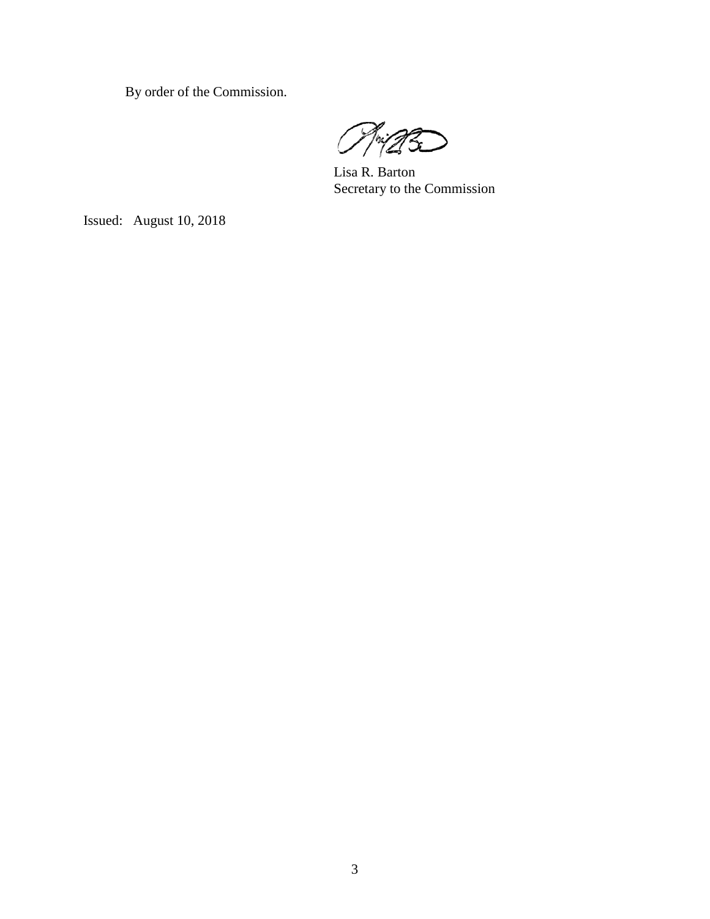By order of the Commission.

Lisa R. Barton
Secretary to the Commission

Issued: August 10, 2018